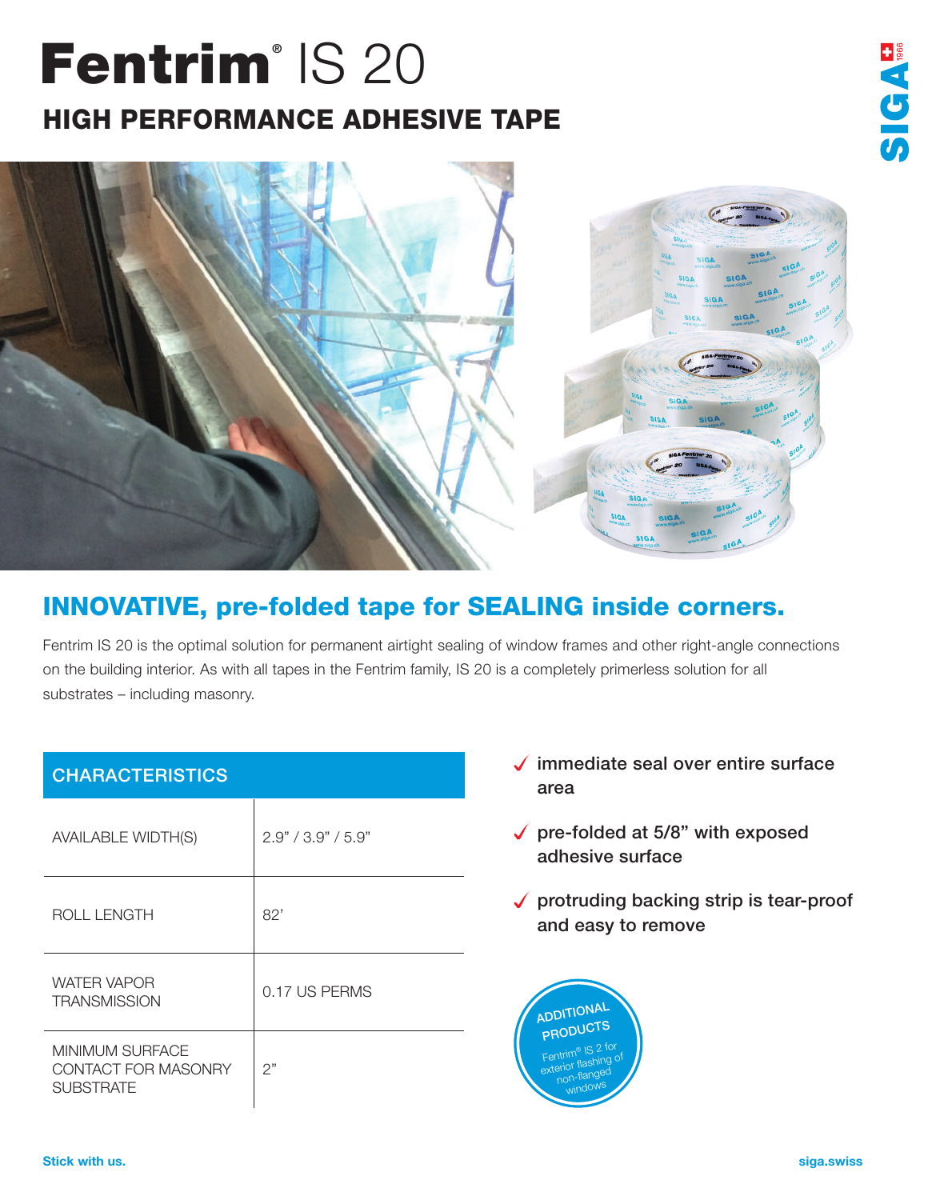# Fentrim® IS 20

## HIGH PERFORMANCE ADHESIVE TAPE

## INNOVATIVE, pre-folded tape for SEALING inside corners.

Fentrim IS 20 is the optimal solution for permanent airtight sealing of window frames and other right-angle connections on the building interior. As with all tapes in the Fentrim family, IS 20 is a completely primerless solution for all substrates – including masonry.

| CHARACTERISTICS | |
|---|---|
| AVAILABLE WIDTH(S) | 2.9" / 3.9" / 5.9" |
| ROLL LENGTH | 82' |
| WATER VAPOR TRANSMISSION | 0.17 US PERMS |
| MINIMUM SURFACE CONTACT FOR MASONRY SUBSTRATE | 2" |

- ✓ immediate seal over entire surface area
- ✓ pre-folded at 5/8" with exposed adhesive surface
- ✓ protruding backing strip is tear-proof and easy to remove

**ADDITIONAL PRODUCTS**

Fentrim® IS 2 for exterior flashing of non-flanged windows

Stick with us.

siga.swiss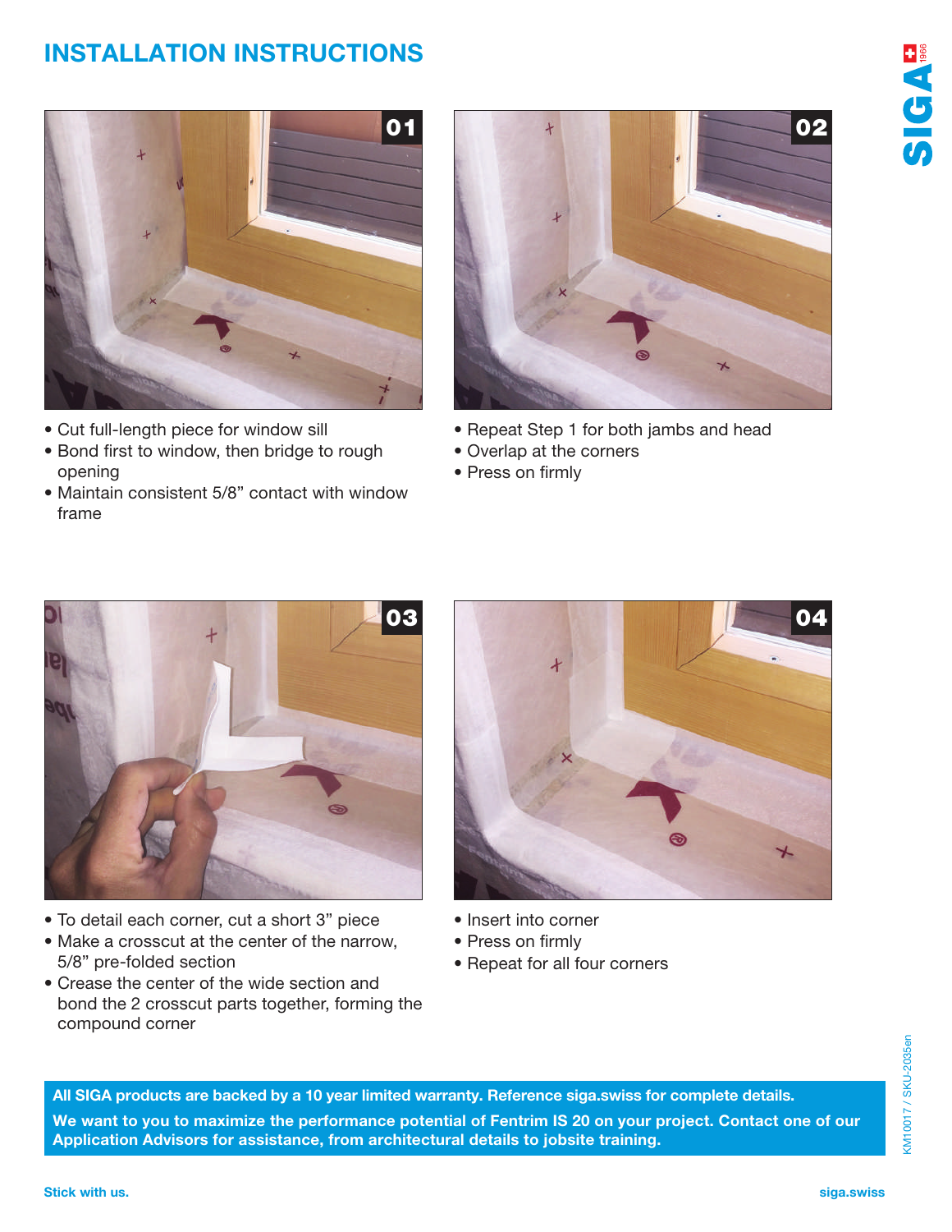# INSTALLATION INSTRUCTIONS

**01**

- Cut full-length piece for window sill
- Bond first to window, then bridge to rough opening
- Maintain consistent 5/8" contact with window frame

**02**

- Repeat Step 1 for both jambs and head
- Overlap at the corners
- Press on firmly

**03**

- To detail each corner, cut a short 3" piece
- Make a crosscut at the center of the narrow, 5/8" pre-folded section
- Crease the center of the wide section and bond the 2 crosscut parts together, forming the compound corner

**04**

- Insert into corner
- Press on firmly
- Repeat for all four corners

**All SIGA products are backed by a 10 year limited warranty. Reference siga.swiss for complete details.**

**We want to you to maximize the performance potential of Fentrim IS 20 on your project. Contact one of our Application Advisors for assistance, from architectural details to jobsite training.**

KM10017 / SKU-2035en